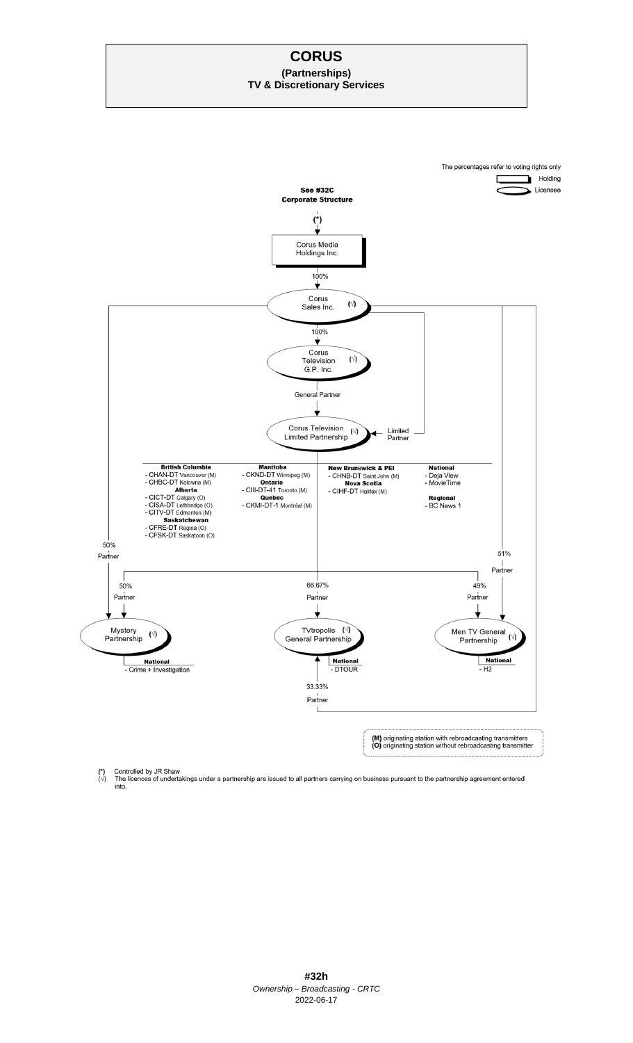# CORUS

**(Partnerships)**
**TV & Discretionary Services**

The percentages refer to voting rights only

- Holding (rectangle)
- Licensee (ellipse)

**See #32C Corporate Structure**

(*)

Corus Media Holdings Inc.

100%

Corus Sales Inc. (√)

100%

Corus Television G.P. Inc. (√)

General Partner

Corus Television Limited Partnership (√) ← Limited Partner

**British Columbia**
- CHAN-DT Vancouver (M)
- CHBC-DT Kelowna (M)

**Alberta**
- CICT-DT Calgary (O)
- CISA-DT Lethbridge (O)
- CITV-DT Edmonton (M)

**Saskatchewan**
- CFRE-DT Regina (O)
- CFSK-DT Saskatoon (O)

**Manitoba**
- CKND-DT Winnipeg (M)

**Ontario**
- CIII-DT-41 Toronto (M)

**Quebec**
- CKMI-DT-1 Montréal (M)

**New Brunswick & PEI**
- CHNB-DT Saint John (M)

**Nova Scotia**
- CIHF-DT Halifax (M)

**National**
- Deja View
- MovieTime

**Regional**
- BC News 1

50% Partner (Corus Sales Inc.) → Mystery Partnership

51% Partner (Corus Sales Inc.) → Men TV General Partnership

50% Partner (Corus Television Limited Partnership) → Mystery Partnership

66.67% Partner (Corus Television Limited Partnership) → TVtropolis General Partnership

49% Partner (Corus Television Limited Partnership) → Men TV General Partnership

33.33% Partner (Corus Sales Inc.) → TVtropolis General Partnership

Mystery Partnership (√)
**National**
- Crime + Investigation

TVtropolis General Partnership (√)
**National**
- DTOUR

Men TV General Partnership (√)
**National**
- H2

**(M)** originating station with rebroadcasting transmitters
**(O)** originating station without rebroadcasting transmitter

(*) Controlled by JR Shaw
(√) The licences of undertakings under a partnership are issued to all partners carrying on business pursuant to the partnership agreement entered into.

**#32h**
*Ownership – Broadcasting - CRTC*
2022-06-17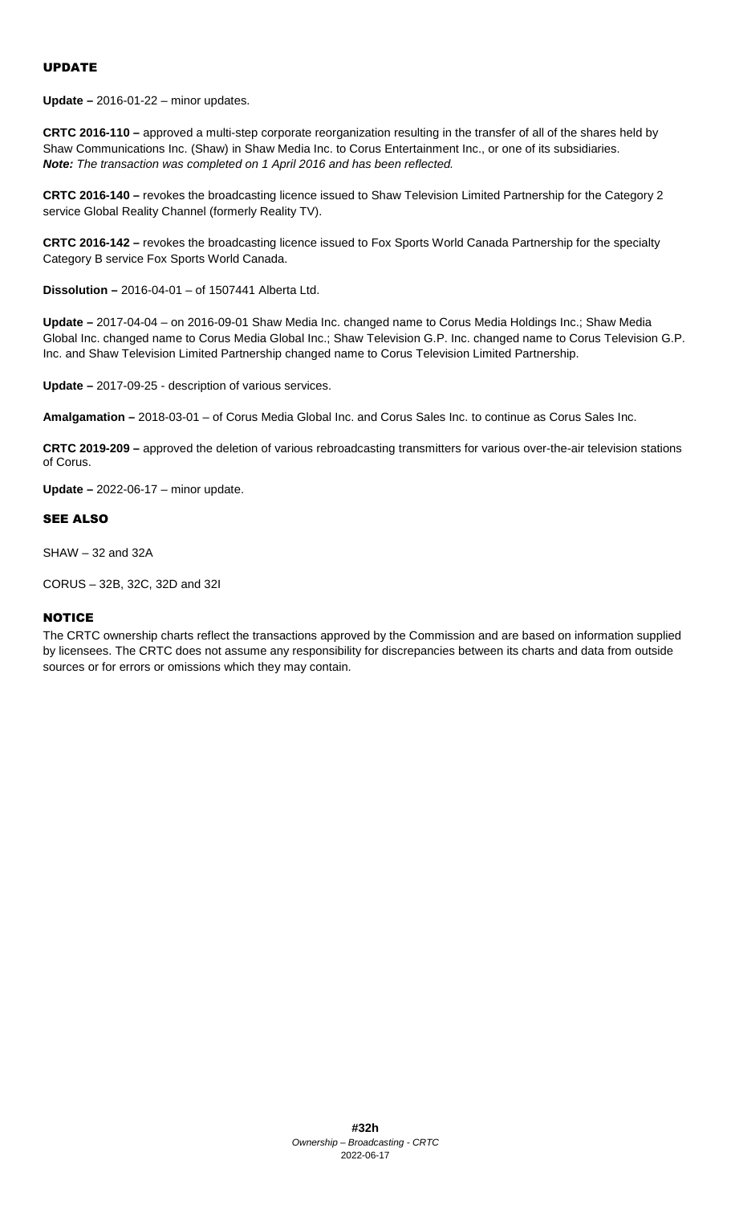## UPDATE

**Update –** 2016-01-22 – minor updates.

**CRTC 2016-110 –** approved a multi-step corporate reorganization resulting in the transfer of all of the shares held by Shaw Communications Inc. (Shaw) in Shaw Media Inc. to Corus Entertainment Inc., or one of its subsidiaries.
***Note:*** *The transaction was completed on 1 April 2016 and has been reflected.*

**CRTC 2016-140 –** revokes the broadcasting licence issued to Shaw Television Limited Partnership for the Category 2 service Global Reality Channel (formerly Reality TV).

**CRTC 2016-142 –** revokes the broadcasting licence issued to Fox Sports World Canada Partnership for the specialty Category B service Fox Sports World Canada.

**Dissolution –** 2016-04-01 – of 1507441 Alberta Ltd.

**Update –** 2017-04-04 – on 2016-09-01 Shaw Media Inc. changed name to Corus Media Holdings Inc.; Shaw Media Global Inc. changed name to Corus Media Global Inc.; Shaw Television G.P. Inc. changed name to Corus Television G.P. Inc. and Shaw Television Limited Partnership changed name to Corus Television Limited Partnership.

**Update –** 2017-09-25 - description of various services.

**Amalgamation –** 2018-03-01 – of Corus Media Global Inc. and Corus Sales Inc. to continue as Corus Sales Inc.

**CRTC 2019-209 –** approved the deletion of various rebroadcasting transmitters for various over-the-air television stations of Corus.

**Update –** 2022-06-17 – minor update.

## SEE ALSO

SHAW – 32 and 32A

CORUS – 32B, 32C, 32D and 32I

## NOTICE

The CRTC ownership charts reflect the transactions approved by the Commission and are based on information supplied by licensees. The CRTC does not assume any responsibility for discrepancies between its charts and data from outside sources or for errors or omissions which they may contain.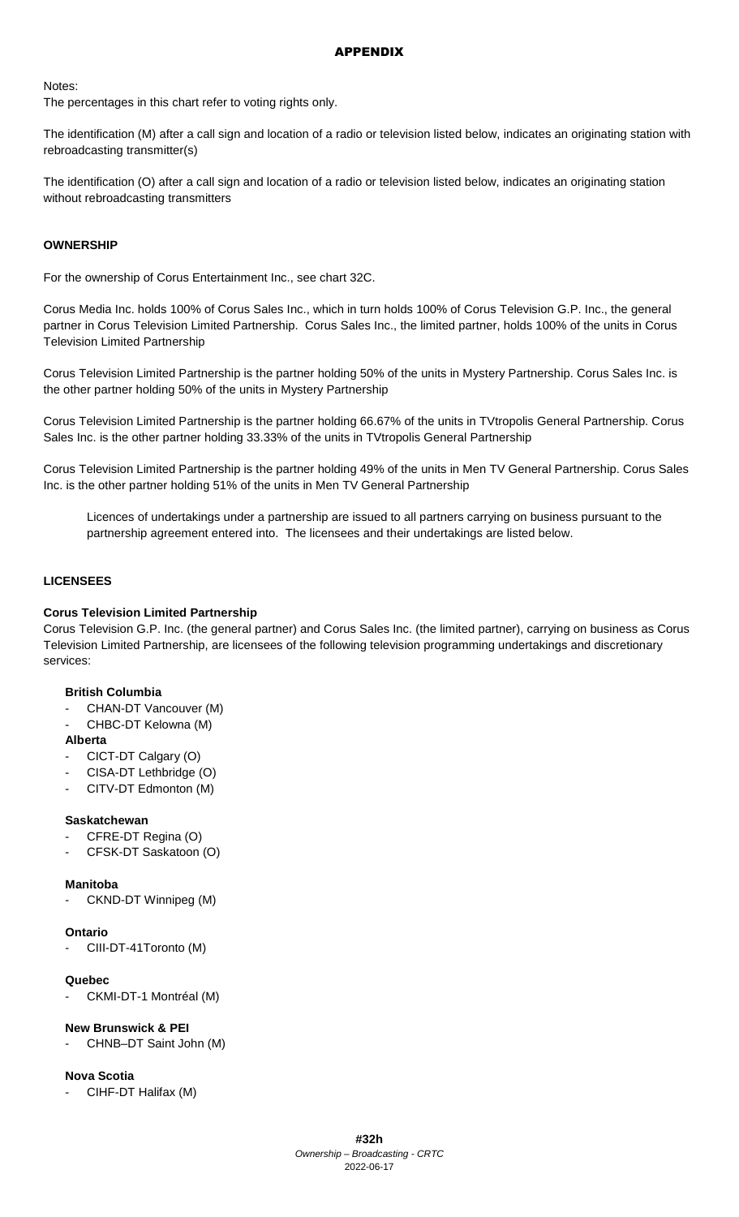# APPENDIX

Notes:
The percentages in this chart refer to voting rights only.

The identification (M) after a call sign and location of a radio or television listed below, indicates an originating station with rebroadcasting transmitter(s)

The identification (O) after a call sign and location of a radio or television listed below, indicates an originating station without rebroadcasting transmitters

## OWNERSHIP

For the ownership of Corus Entertainment Inc., see chart 32C.

Corus Media Inc. holds 100% of Corus Sales Inc., which in turn holds 100% of Corus Television G.P. Inc., the general partner in Corus Television Limited Partnership. Corus Sales Inc., the limited partner, holds 100% of the units in Corus Television Limited Partnership

Corus Television Limited Partnership is the partner holding 50% of the units in Mystery Partnership. Corus Sales Inc. is the other partner holding 50% of the units in Mystery Partnership

Corus Television Limited Partnership is the partner holding 66.67% of the units in TVtropolis General Partnership. Corus Sales Inc. is the other partner holding 33.33% of the units in TVtropolis General Partnership

Corus Television Limited Partnership is the partner holding 49% of the units in Men TV General Partnership. Corus Sales Inc. is the other partner holding 51% of the units in Men TV General Partnership

Licences of undertakings under a partnership are issued to all partners carrying on business pursuant to the partnership agreement entered into. The licensees and their undertakings are listed below.

## LICENSEES

### Corus Television Limited Partnership

Corus Television G.P. Inc. (the general partner) and Corus Sales Inc. (the limited partner), carrying on business as Corus Television Limited Partnership, are licensees of the following television programming undertakings and discretionary services:

**British Columbia**
- CHAN-DT Vancouver (M)
- CHBC-DT Kelowna (M)

**Alberta**
- CICT-DT Calgary (O)
- CISA-DT Lethbridge (O)
- CITV-DT Edmonton (M)

**Saskatchewan**
- CFRE-DT Regina (O)
- CFSK-DT Saskatoon (O)

**Manitoba**
- CKND-DT Winnipeg (M)

**Ontario**
- CIII-DT-41Toronto (M)

**Quebec**
- CKMI-DT-1 Montréal (M)

**New Brunswick & PEI**
- CHNB–DT Saint John (M)

**Nova Scotia**
- CIHF-DT Halifax (M)

**#32h**
*Ownership – Broadcasting - CRTC*
2022-06-17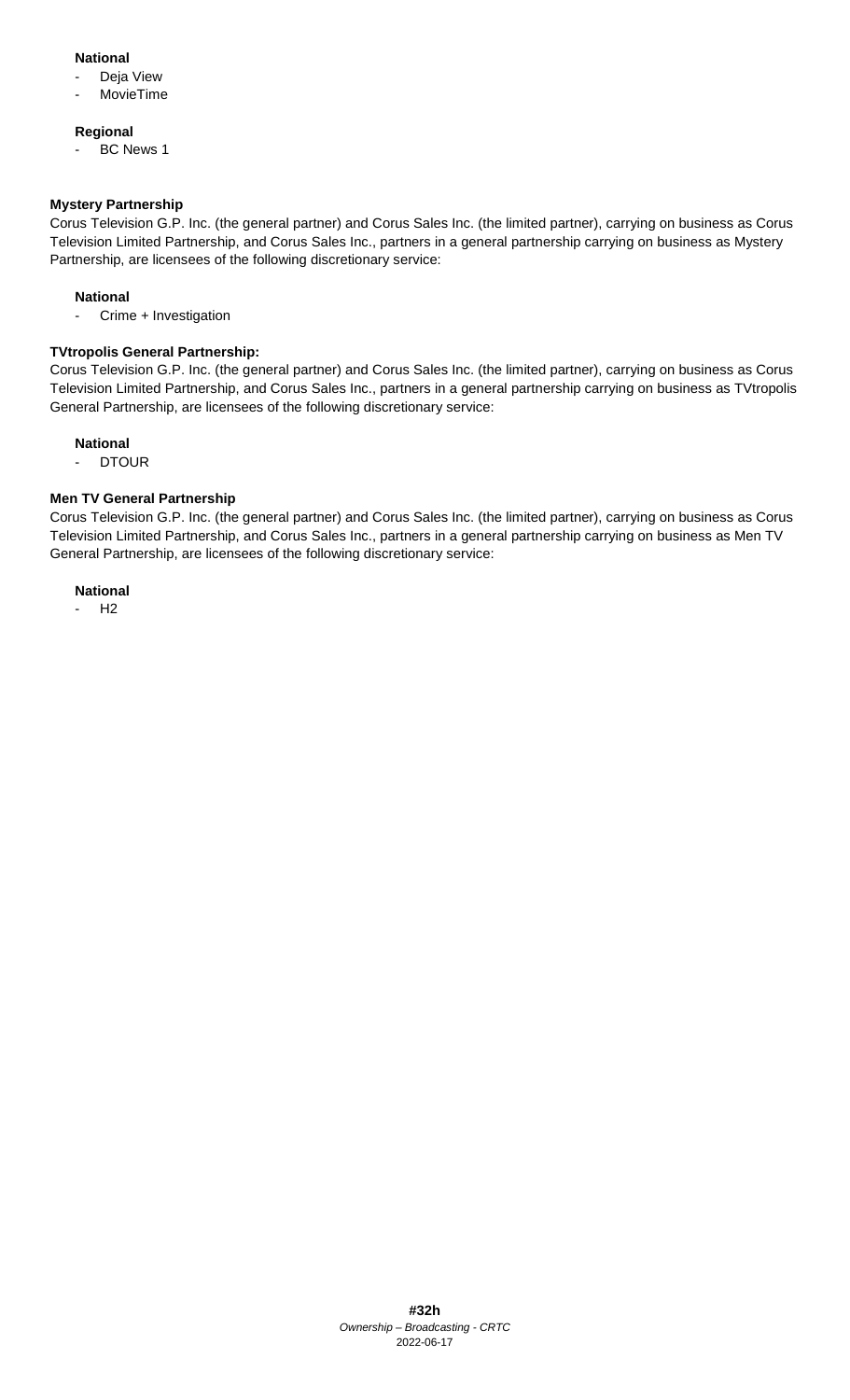**National**
- Deja View
- MovieTime

**Regional**
- BC News 1

**Mystery Partnership**

Corus Television G.P. Inc. (the general partner) and Corus Sales Inc. (the limited partner), carrying on business as Corus Television Limited Partnership, and Corus Sales Inc., partners in a general partnership carrying on business as Mystery Partnership, are licensees of the following discretionary service:

**National**
- Crime + Investigation

**TVtropolis General Partnership:**

Corus Television G.P. Inc. (the general partner) and Corus Sales Inc. (the limited partner), carrying on business as Corus Television Limited Partnership, and Corus Sales Inc., partners in a general partnership carrying on business as TVtropolis General Partnership, are licensees of the following discretionary service:

**National**
- DTOUR

**Men TV General Partnership**

Corus Television G.P. Inc. (the general partner) and Corus Sales Inc. (the limited partner), carrying on business as Corus Television Limited Partnership, and Corus Sales Inc., partners in a general partnership carrying on business as Men TV General Partnership, are licensees of the following discretionary service:

**National**
- H2